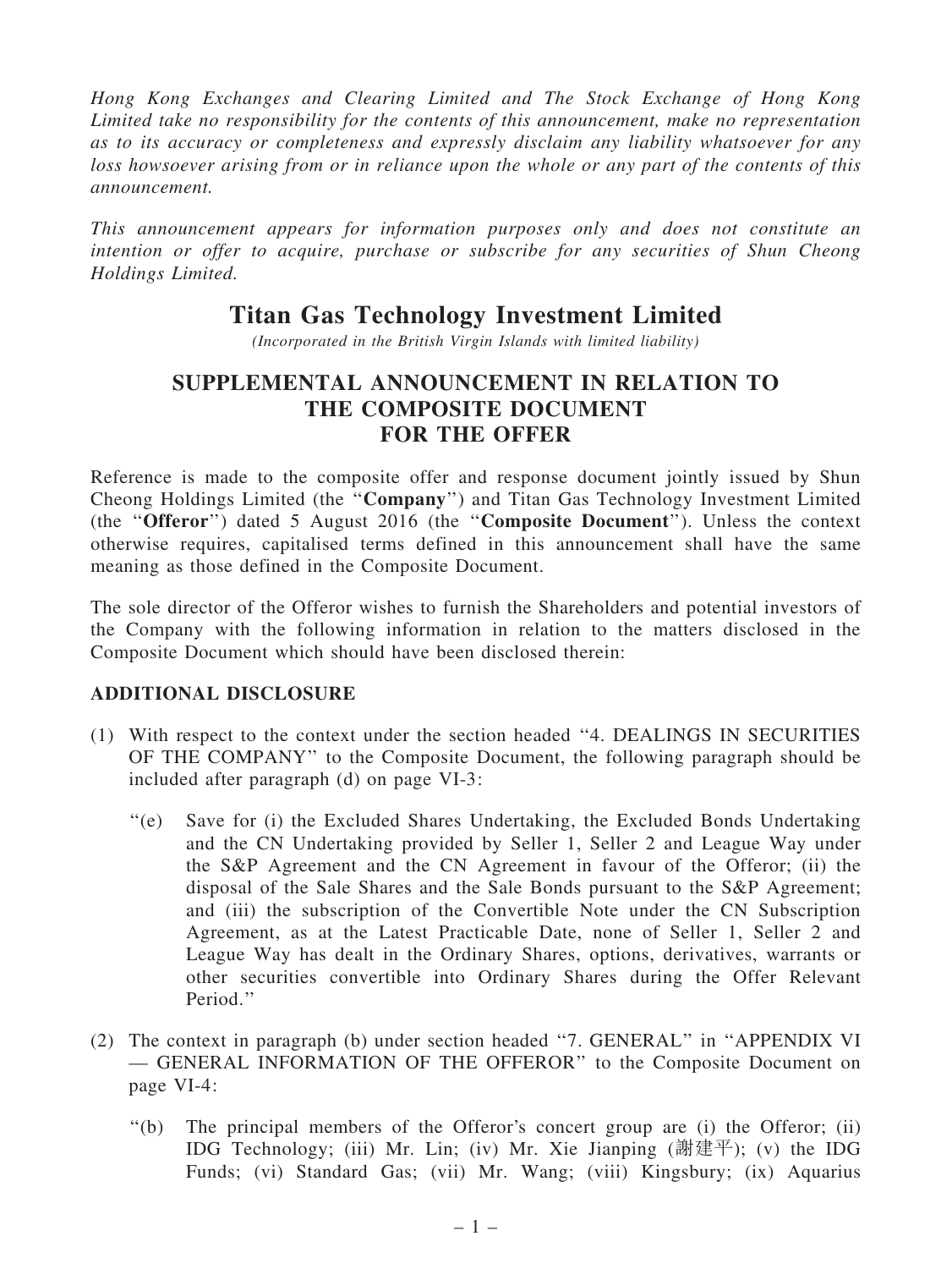*Hong Kong Exchanges and Clearing Limited and The Stock Exchange of Hong Kong Limited take no responsibility for the contents of this announcement, make no representation as to its accuracy or completeness and expressly disclaim any liability whatsoever for any loss howsoever arising from or in reliance upon the whole or any part of the contents of this announcement.*

*This announcement appears for information purposes only and does not constitute an intention or offer to acquire, purchase or subscribe for any securities of Shun Cheong Holdings Limited.*

# Titan Gas Technology Investment Limited

*(Incorporated in the British Virgin Islands with limited liability)*

## SUPPLEMENTAL ANNOUNCEMENT IN RELATION TO THE COMPOSITE DOCUMENT FOR THE OFFER

Reference is made to the composite offer and response document jointly issued by Shun Cheong Holdings Limited (the "**Company**") and Titan Gas Technology Investment Limited (the "**Offeror**") dated 5 August 2016 (the "**Composite Document**"). Unless the context otherwise requires, capitalised terms defined in this announcement shall have the same meaning as those defined in the Composite Document.

The sole director of the Offeror wishes to furnish the Shareholders and potential investors of the Company with the following information in relation to the matters disclosed in the Composite Document which should have been disclosed therein:

**ADDITIONAL DISCLOSURE**

(1) With respect to the context under the section headed "4. DEALINGS IN SECURITIES OF THE COMPANY" to the Composite Document, the following paragraph should be included after paragraph (d) on page VI-3:

"(e) Save for (i) the Excluded Shares Undertaking, the Excluded Bonds Undertaking and the CN Undertaking provided by Seller 1, Seller 2 and League Way under the S&P Agreement and the CN Agreement in favour of the Offeror; (ii) the disposal of the Sale Shares and the Sale Bonds pursuant to the S&P Agreement; and (iii) the subscription of the Convertible Note under the CN Subscription Agreement, as at the Latest Practicable Date, none of Seller 1, Seller 2 and League Way has dealt in the Ordinary Shares, options, derivatives, warrants or other securities convertible into Ordinary Shares during the Offer Relevant Period."

(2) The context in paragraph (b) under section headed "7. GENERAL" in "APPENDIX VI — GENERAL INFORMATION OF THE OFFEROR" to the Composite Document on page VI-4:

"(b) The principal members of the Offeror's concert group are (i) the Offeror; (ii) IDG Technology; (iii) Mr. Lin; (iv) Mr. Xie Jianping (謝建平); (v) the IDG Funds; (vi) Standard Gas; (vii) Mr. Wang; (viii) Kingsbury; (ix) Aquarius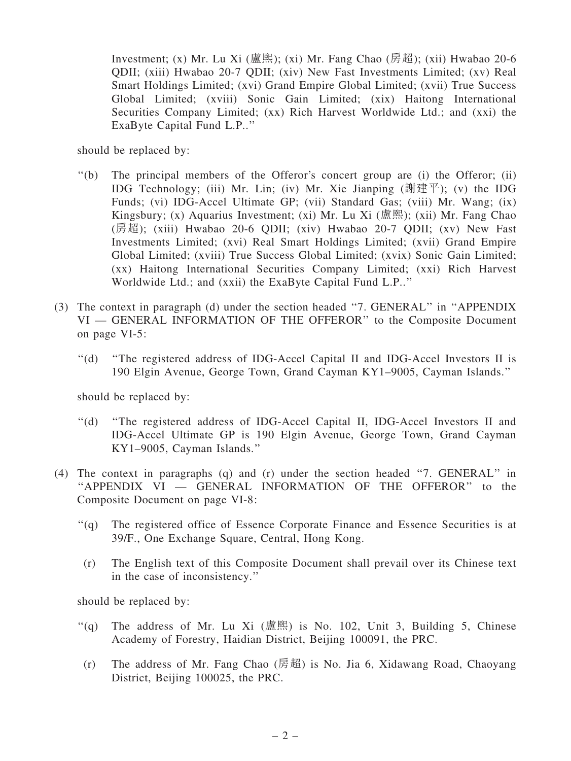Investment; (x) Mr. Lu Xi (盧熙); (xi) Mr. Fang Chao (房超); (xii) Hwabao 20-6 QDII; (xiii) Hwabao 20-7 QDII; (xiv) New Fast Investments Limited; (xv) Real Smart Holdings Limited; (xvi) Grand Empire Global Limited; (xvii) True Success Global Limited; (xviii) Sonic Gain Limited; (xix) Haitong International Securities Company Limited; (xx) Rich Harvest Worldwide Ltd.; and (xxi) the ExaByte Capital Fund L.P..''

should be replaced by:

> ''(b) The principal members of the Offeror's concert group are (i) the Offeror; (ii) IDG Technology; (iii) Mr. Lin; (iv) Mr. Xie Jianping (謝建平); (v) the IDG Funds; (vi) IDG-Accel Ultimate GP; (vii) Standard Gas; (viii) Mr. Wang; (ix) Kingsbury; (x) Aquarius Investment; (xi) Mr. Lu Xi (盧熙); (xii) Mr. Fang Chao (房超); (xiii) Hwabao 20-6 QDII; (xiv) Hwabao 20-7 QDII; (xv) New Fast Investments Limited; (xvi) Real Smart Holdings Limited; (xvii) Grand Empire Global Limited; (xviii) True Success Global Limited; (xvix) Sonic Gain Limited; (xx) Haitong International Securities Company Limited; (xxi) Rich Harvest Worldwide Ltd.; and (xxii) the ExaByte Capital Fund L.P..''

(3) The context in paragraph (d) under the section headed ''7. GENERAL'' in ''APPENDIX VI — GENERAL INFORMATION OF THE OFFEROR'' to the Composite Document on page VI-5:

> ''(d) ''The registered address of IDG-Accel Capital II and IDG-Accel Investors II is 190 Elgin Avenue, George Town, Grand Cayman KY1–9005, Cayman Islands.''

should be replaced by:

> ''(d) ''The registered address of IDG-Accel Capital II, IDG-Accel Investors II and IDG-Accel Ultimate GP is 190 Elgin Avenue, George Town, Grand Cayman KY1–9005, Cayman Islands.''

(4) The context in paragraphs (q) and (r) under the section headed ''7. GENERAL'' in ''APPENDIX VI — GENERAL INFORMATION OF THE OFFEROR'' to the Composite Document on page VI-8:

> ''(q) The registered office of Essence Corporate Finance and Essence Securities is at 39/F., One Exchange Square, Central, Hong Kong.
>
> (r) The English text of this Composite Document shall prevail over its Chinese text in the case of inconsistency.''

should be replaced by:

> ''(q) The address of Mr. Lu Xi (盧熙) is No. 102, Unit 3, Building 5, Chinese Academy of Forestry, Haidian District, Beijing 100091, the PRC.
>
> (r) The address of Mr. Fang Chao (房超) is No. Jia 6, Xidawang Road, Chaoyang District, Beijing 100025, the PRC.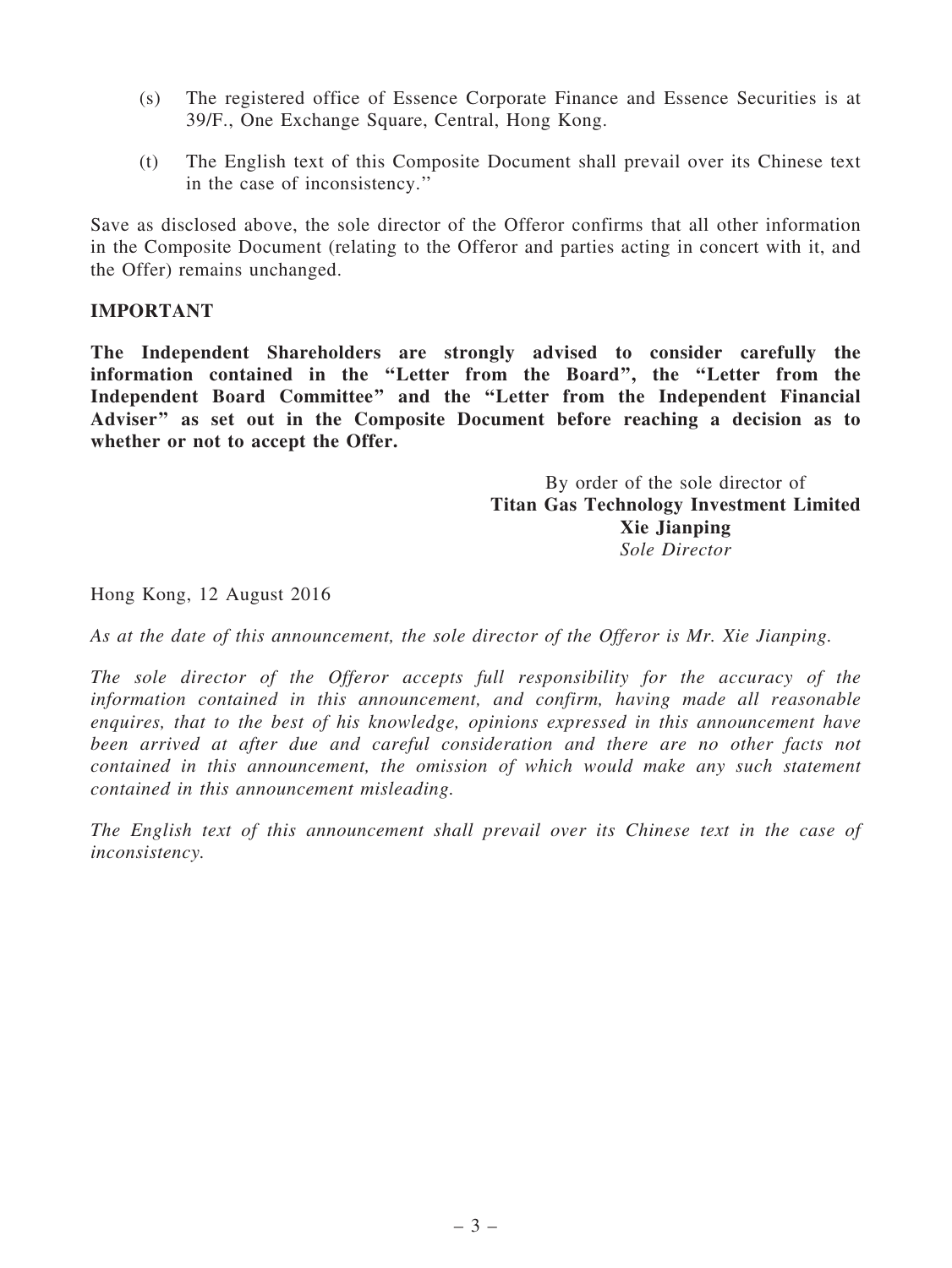(s) The registered office of Essence Corporate Finance and Essence Securities is at 39/F., One Exchange Square, Central, Hong Kong.

(t) The English text of this Composite Document shall prevail over its Chinese text in the case of inconsistency.''

Save as disclosed above, the sole director of the Offeror confirms that all other information in the Composite Document (relating to the Offeror and parties acting in concert with it, and the Offer) remains unchanged.

**IMPORTANT**

**The Independent Shareholders are strongly advised to consider carefully the information contained in the "Letter from the Board", the "Letter from the Independent Board Committee" and the "Letter from the Independent Financial Adviser" as set out in the Composite Document before reaching a decision as to whether or not to accept the Offer.**

By order of the sole director of
**Titan Gas Technology Investment Limited**
**Xie Jianping**
*Sole Director*

Hong Kong, 12 August 2016

*As at the date of this announcement, the sole director of the Offeror is Mr. Xie Jianping.*

*The sole director of the Offeror accepts full responsibility for the accuracy of the information contained in this announcement, and confirm, having made all reasonable enquires, that to the best of his knowledge, opinions expressed in this announcement have been arrived at after due and careful consideration and there are no other facts not contained in this announcement, the omission of which would make any such statement contained in this announcement misleading.*

*The English text of this announcement shall prevail over its Chinese text in the case of inconsistency.*